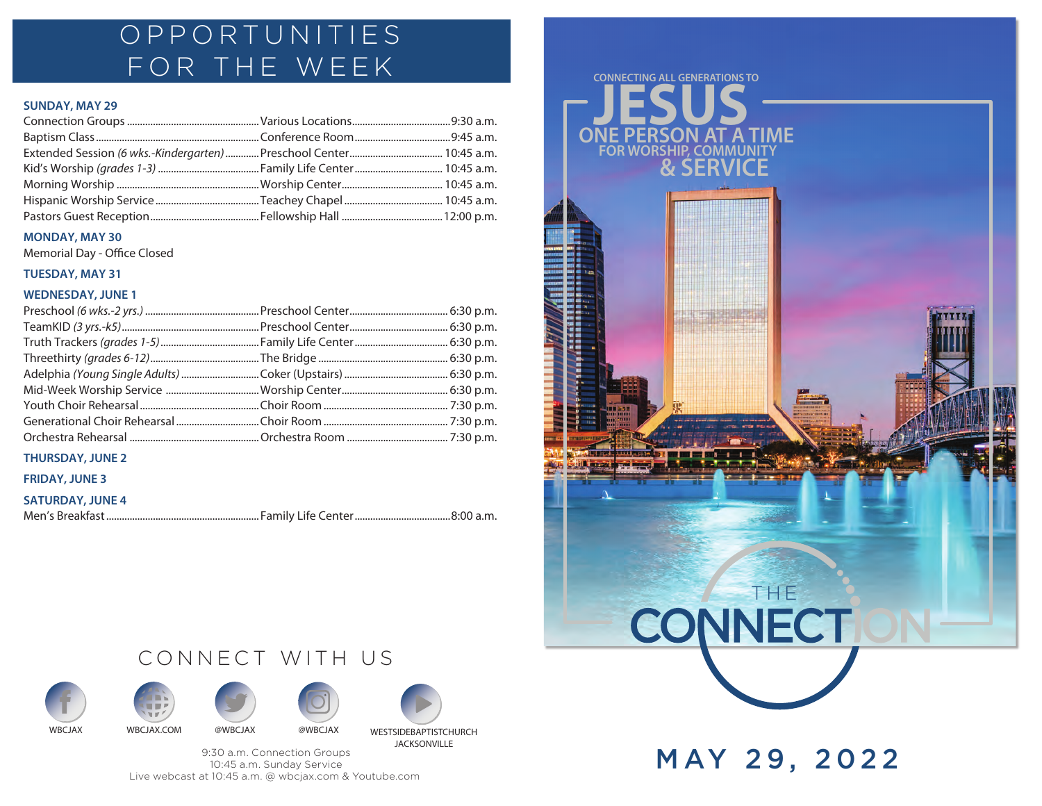# OPPORTUNITIES FOR THE WEEK

### SUNDAY, MAY 29

| Event | Location | Time |
|---|---|---|
| Connection Groups | Various Locations | 9:30 a.m. |
| Baptism Class | Conference Room | 9:45 a.m. |
| Extended Session *(6 wks.-Kindergarten)* | Preschool Center | 10:45 a.m. |
| Kid's Worship *(grades 1-3)* | Family Life Center | 10:45 a.m. |
| Morning Worship | Worship Center | 10:45 a.m. |
| Hispanic Worship Service | Teachey Chapel | 10:45 a.m. |
| Pastors Guest Reception | Fellowship Hall | 12:00 p.m. |

### MONDAY, MAY 30

Memorial Day - Office Closed

### TUESDAY, MAY 31

### WEDNESDAY, JUNE 1

| Event | Location | Time |
|---|---|---|
| Preschool *(6 wks.-2 yrs.)* | Preschool Center | 6:30 p.m. |
| TeamKID *(3 yrs.-k5)* | Preschool Center | 6:30 p.m. |
| Truth Trackers *(grades 1-5)* | Family Life Center | 6:30 p.m. |
| Threethirty *(grades 6-12)* | The Bridge | 6:30 p.m. |
| Adelphia *(Young Single Adults)* | Coker (Upstairs) | 6:30 p.m. |
| Mid-Week Worship Service | Worship Center | 6:30 p.m. |
| Youth Choir Rehearsal | Choir Room | 7:30 p.m. |
| Generational Choir Rehearsal | Choir Room | 7:30 p.m. |
| Orchestra Rehearsal | Orchestra Room | 7:30 p.m. |

### THURSDAY, JUNE 2

### FRIDAY, JUNE 3

### SATURDAY, JUNE 4

| Event | Location | Time |
|---|---|---|
| Men's Breakfast | Family Life Center | 8:00 a.m. |

## CONNECT WITH US

WBCJAX · WBCJAX.COM · @WBCJAX · @WBCJAX · WESTSIDEBAPTISTCHURCH JACKSONVILLE

9:30 a.m. Connection Groups
10:45 a.m. Sunday Service
Live webcast at 10:45 a.m. @ wbcjax.com & Youtube.com

CONNECTING ALL GENERATIONS TO

# JESUS

ONE PERSON AT A TIME
FOR WORSHIP, COMMUNITY
& SERVICE

THE CONNECTION

MAY 29, 2022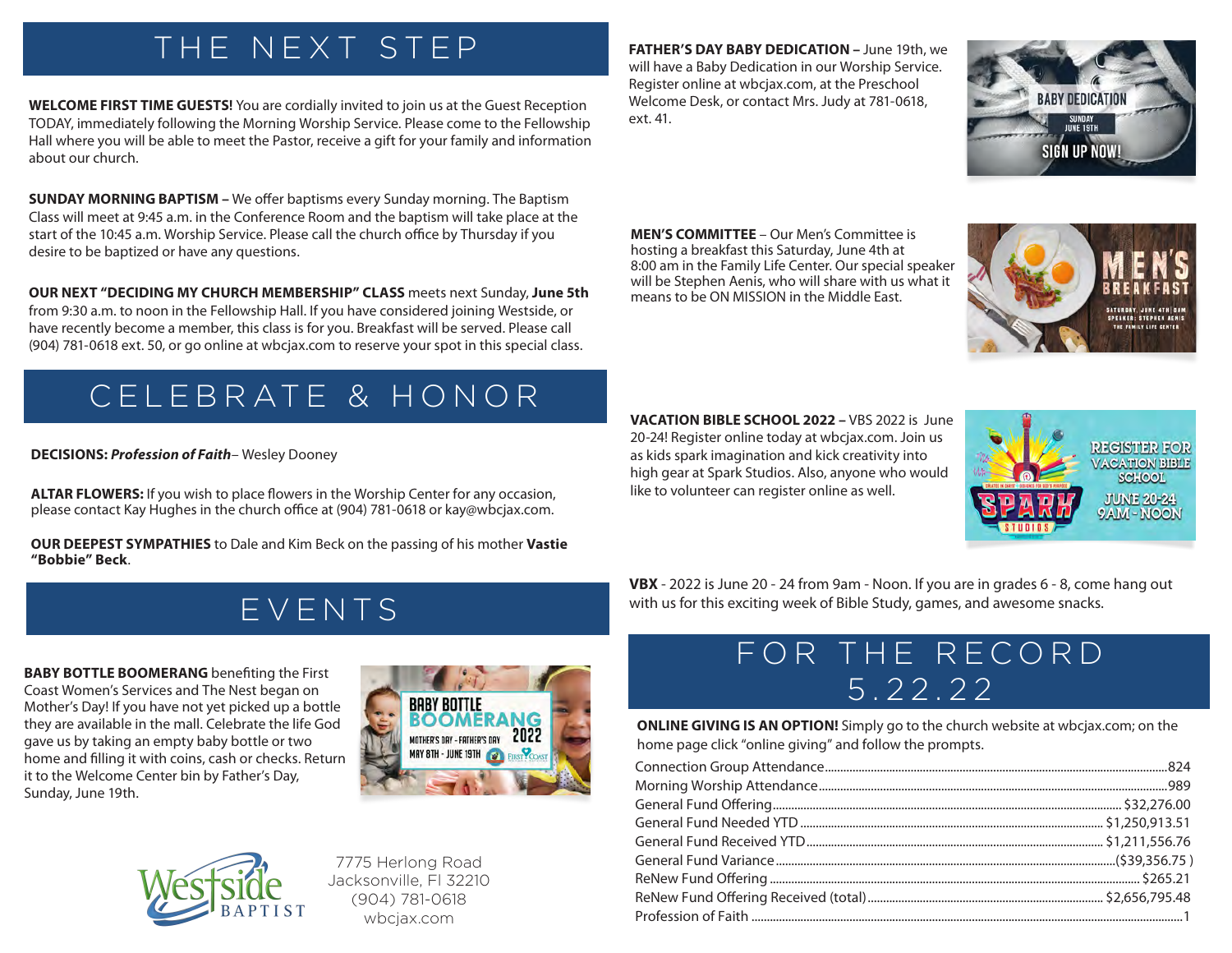# THE NEXT STEP

**WELCOME FIRST TIME GUESTS!** You are cordially invited to join us at the Guest Reception TODAY, immediately following the Morning Worship Service. Please come to the Fellowship Hall where you will be able to meet the Pastor, receive a gift for your family and information about our church.

**SUNDAY MORNING BAPTISM –** We offer baptisms every Sunday morning. The Baptism Class will meet at 9:45 a.m. in the Conference Room and the baptism will take place at the start of the 10:45 a.m. Worship Service. Please call the church office by Thursday if you desire to be baptized or have any questions.

**OUR NEXT "DECIDING MY CHURCH MEMBERSHIP" CLASS** meets next Sunday, **June 5th** from 9:30 a.m. to noon in the Fellowship Hall. If you have considered joining Westside, or have recently become a member, this class is for you. Breakfast will be served. Please call (904) 781-0618 ext. 50, or go online at wbcjax.com to reserve your spot in this special class.

# CELEBRATE & HONOR

**DECISIONS: *Profession of Faith***– Wesley Dooney

**ALTAR FLOWERS:** If you wish to place flowers in the Worship Center for any occasion, please contact Kay Hughes in the church office at (904) 781-0618 or kay@wbcjax.com.

**OUR DEEPEST SYMPATHIES** to Dale and Kim Beck on the passing of his mother **Vastie "Bobbie" Beck**.

# EVENTS

**BABY BOTTLE BOOMERANG** benefiting the First Coast Women's Services and The Nest began on Mother's Day! If you have not yet picked up a bottle they are available in the mall. Celebrate the life God gave us by taking an empty baby bottle or two home and filling it with coins, cash or checks. Return it to the Welcome Center bin by Father's Day, Sunday, June 19th.

BABY BOTTLE BOOMERANG 2022
MOTHER'S DAY - FATHER'S DAY
MAY 8TH - JUNE 19TH

**FATHER'S DAY BABY DEDICATION –** June 19th, we will have a Baby Dedication in our Worship Service. Register online at wbcjax.com, at the Preschool Welcome Desk, or contact Mrs. Judy at 781-0618, ext. 41.

BABY DEDICATION
SUNDAY JUNE 19TH
SIGN UP NOW!

**MEN'S COMMITTEE** – Our Men's Committee is hosting a breakfast this Saturday, June 4th at 8:00 am in the Family Life Center. Our special speaker will be Stephen Aenis, who will share with us what it means to be ON MISSION in the Middle East.

MEN'S BREAKFAST
SATURDAY, JUNE 4TH | 8AM
SPEAKER: STEPHEN AENIS
THE FAMILY LIFE CENTER

**VACATION BIBLE SCHOOL 2022 –** VBS 2022 is June 20-24! Register online today at wbcjax.com. Join us as kids spark imagination and kick creativity into high gear at Spark Studios. Also, anyone who would like to volunteer can register online as well.

REGISTER FOR VACATION BIBLE SCHOOL
JUNE 20-24
9AM - NOON

**VBX** - 2022 is June 20 - 24 from 9am - Noon. If you are in grades 6 - 8, come hang out with us for this exciting week of Bible Study, games, and awesome snacks.

# FOR THE RECORD 5.22.22

**ONLINE GIVING IS AN OPTION!** Simply go to the church website at wbcjax.com; on the home page click "online giving" and follow the prompts.

| | |
|---|---|
| Connection Group Attendance | 824 |
| Morning Worship Attendance | 989 |
| General Fund Offering | $32,276.00 |
| General Fund Needed YTD | $1,250,913.51 |
| General Fund Received YTD | $1,211,556.76 |
| General Fund Variance | ($39,356.75 ) |
| ReNew Fund Offering | $265.21 |
| ReNew Fund Offering Received (total) | $2,656,795.48 |
| Profession of Faith | 1 |

Westside BAPTIST

7775 Herlong Road
Jacksonville, Fl 32210
(904) 781-0618
wbcjax.com